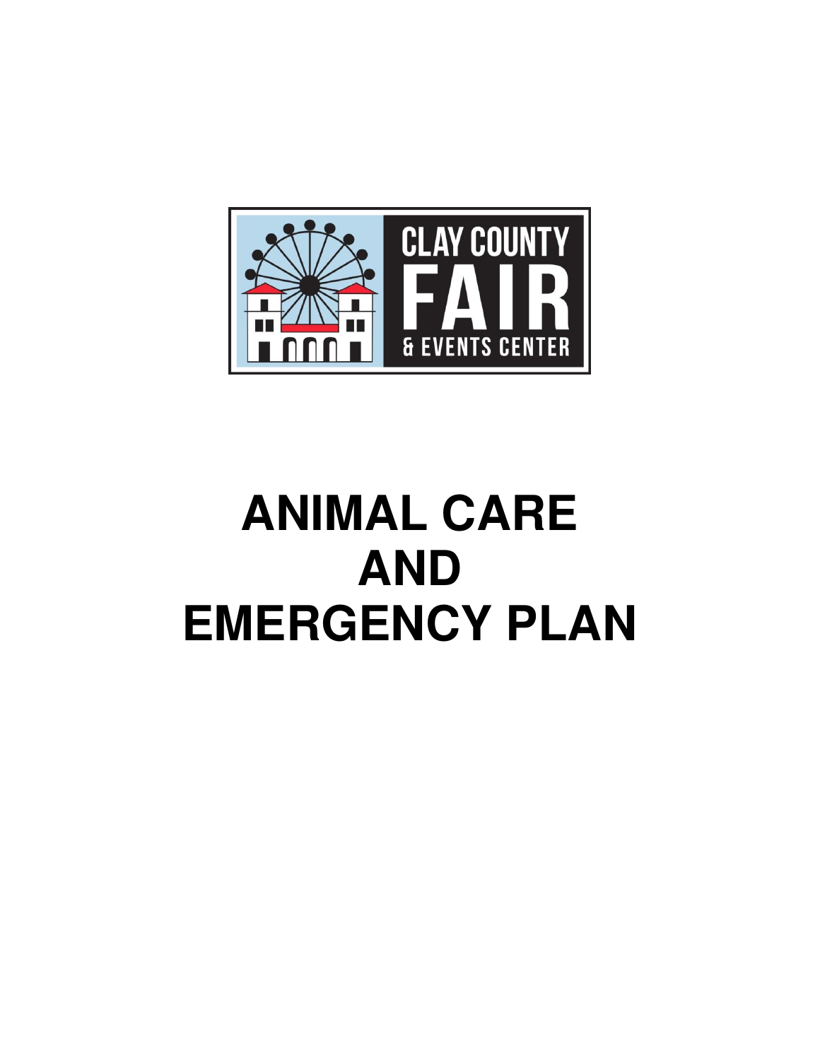CLAY COUNTY FAIR & EVENTS CENTER

# ANIMAL CARE AND EMERGENCY PLAN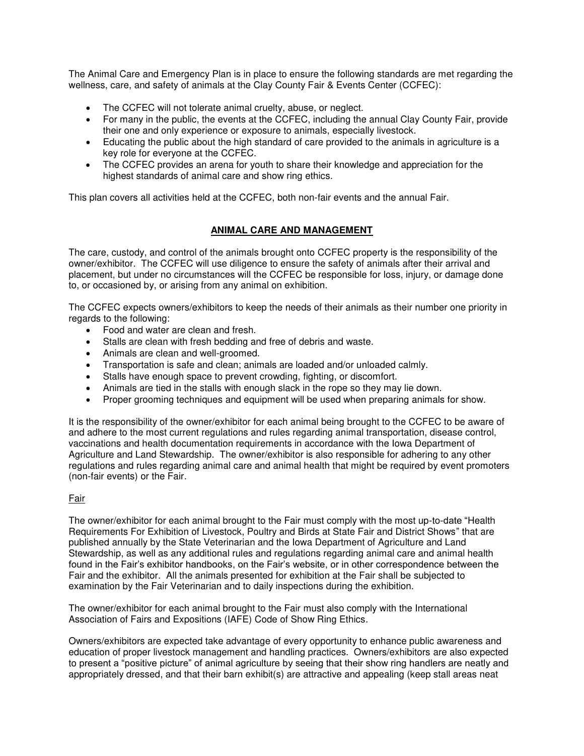The Animal Care and Emergency Plan is in place to ensure the following standards are met regarding the wellness, care, and safety of animals at the Clay County Fair & Events Center (CCFEC):

- The CCFEC will not tolerate animal cruelty, abuse, or neglect.
- For many in the public, the events at the CCFEC, including the annual Clay County Fair, provide their one and only experience or exposure to animals, especially livestock.
- Educating the public about the high standard of care provided to the animals in agriculture is a key role for everyone at the CCFEC.
- The CCFEC provides an arena for youth to share their knowledge and appreciation for the highest standards of animal care and show ring ethics.

This plan covers all activities held at the CCFEC, both non-fair events and the annual Fair.

## ANIMAL CARE AND MANAGEMENT

The care, custody, and control of the animals brought onto CCFEC property is the responsibility of the owner/exhibitor. The CCFEC will use diligence to ensure the safety of animals after their arrival and placement, but under no circumstances will the CCFEC be responsible for loss, injury, or damage done to, or occasioned by, or arising from any animal on exhibition.

The CCFEC expects owners/exhibitors to keep the needs of their animals as their number one priority in regards to the following:

- Food and water are clean and fresh.
- Stalls are clean with fresh bedding and free of debris and waste.
- Animals are clean and well-groomed.
- Transportation is safe and clean; animals are loaded and/or unloaded calmly.
- Stalls have enough space to prevent crowding, fighting, or discomfort.
- Animals are tied in the stalls with enough slack in the rope so they may lie down.
- Proper grooming techniques and equipment will be used when preparing animals for show.

It is the responsibility of the owner/exhibitor for each animal being brought to the CCFEC to be aware of and adhere to the most current regulations and rules regarding animal transportation, disease control, vaccinations and health documentation requirements in accordance with the Iowa Department of Agriculture and Land Stewardship. The owner/exhibitor is also responsible for adhering to any other regulations and rules regarding animal care and animal health that might be required by event promoters (non-fair events) or the Fair.

### Fair

The owner/exhibitor for each animal brought to the Fair must comply with the most up-to-date "Health Requirements For Exhibition of Livestock, Poultry and Birds at State Fair and District Shows" that are published annually by the State Veterinarian and the Iowa Department of Agriculture and Land Stewardship, as well as any additional rules and regulations regarding animal care and animal health found in the Fair's exhibitor handbooks, on the Fair's website, or in other correspondence between the Fair and the exhibitor. All the animals presented for exhibition at the Fair shall be subjected to examination by the Fair Veterinarian and to daily inspections during the exhibition.

The owner/exhibitor for each animal brought to the Fair must also comply with the International Association of Fairs and Expositions (IAFE) Code of Show Ring Ethics.

Owners/exhibitors are expected take advantage of every opportunity to enhance public awareness and education of proper livestock management and handling practices. Owners/exhibitors are also expected to present a "positive picture" of animal agriculture by seeing that their show ring handlers are neatly and appropriately dressed, and that their barn exhibit(s) are attractive and appealing (keep stall areas neat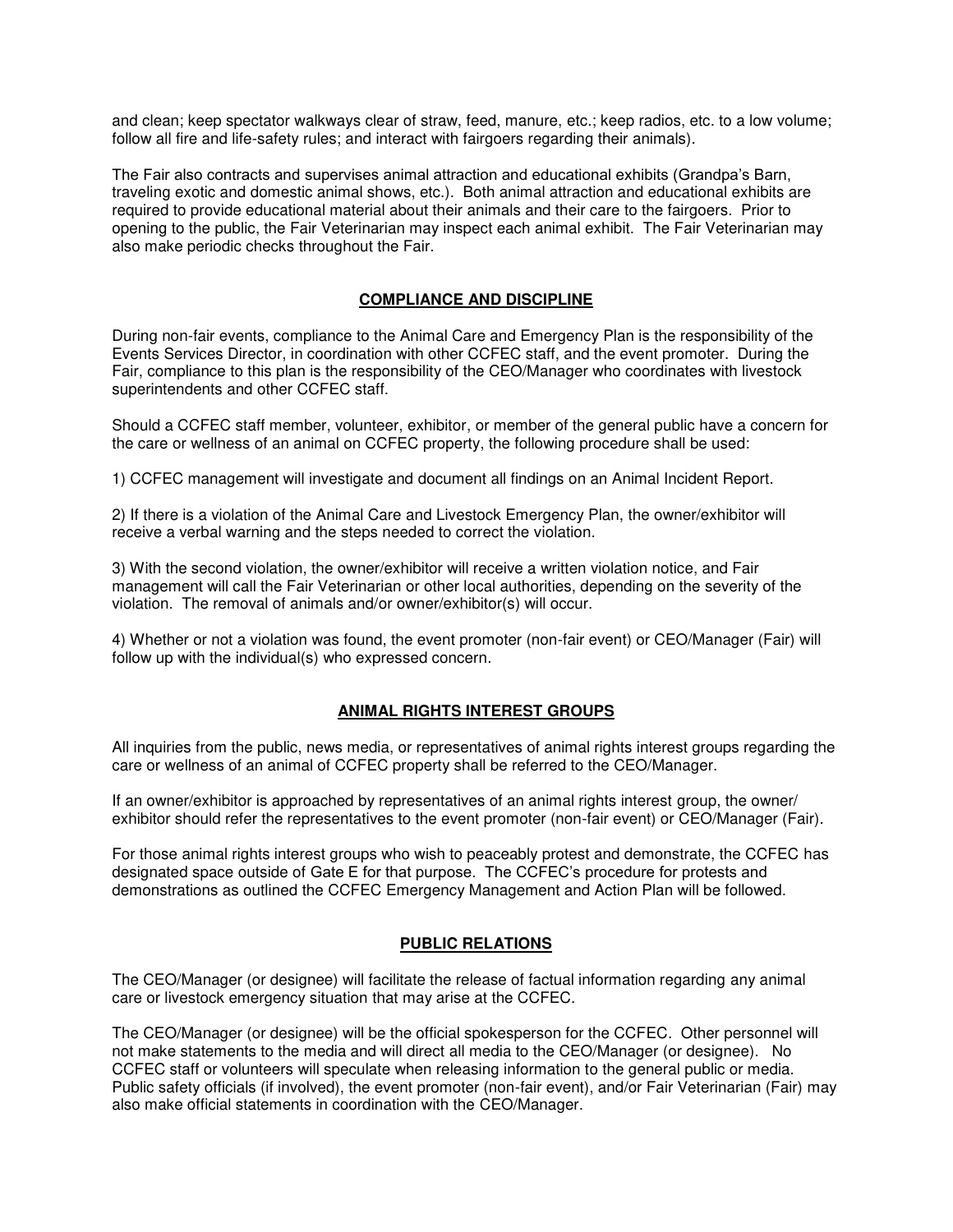and clean; keep spectator walkways clear of straw, feed, manure, etc.; keep radios, etc. to a low volume; follow all fire and life-safety rules; and interact with fairgoers regarding their animals).

The Fair also contracts and supervises animal attraction and educational exhibits (Grandpa's Barn, traveling exotic and domestic animal shows, etc.). Both animal attraction and educational exhibits are required to provide educational material about their animals and their care to the fairgoers. Prior to opening to the public, the Fair Veterinarian may inspect each animal exhibit. The Fair Veterinarian may also make periodic checks throughout the Fair.

## COMPLIANCE AND DISCIPLINE

During non-fair events, compliance to the Animal Care and Emergency Plan is the responsibility of the Events Services Director, in coordination with other CCFEC staff, and the event promoter. During the Fair, compliance to this plan is the responsibility of the CEO/Manager who coordinates with livestock superintendents and other CCFEC staff.

Should a CCFEC staff member, volunteer, exhibitor, or member of the general public have a concern for the care or wellness of an animal on CCFEC property, the following procedure shall be used:

1) CCFEC management will investigate and document all findings on an Animal Incident Report.

2) If there is a violation of the Animal Care and Livestock Emergency Plan, the owner/exhibitor will receive a verbal warning and the steps needed to correct the violation.

3) With the second violation, the owner/exhibitor will receive a written violation notice, and Fair management will call the Fair Veterinarian or other local authorities, depending on the severity of the violation. The removal of animals and/or owner/exhibitor(s) will occur.

4) Whether or not a violation was found, the event promoter (non-fair event) or CEO/Manager (Fair) will follow up with the individual(s) who expressed concern.

## ANIMAL RIGHTS INTEREST GROUPS

All inquiries from the public, news media, or representatives of animal rights interest groups regarding the care or wellness of an animal of CCFEC property shall be referred to the CEO/Manager.

If an owner/exhibitor is approached by representatives of an animal rights interest group, the owner/exhibitor should refer the representatives to the event promoter (non-fair event) or CEO/Manager (Fair).

For those animal rights interest groups who wish to peaceably protest and demonstrate, the CCFEC has designated space outside of Gate E for that purpose. The CCFEC's procedure for protests and demonstrations as outlined the CCFEC Emergency Management and Action Plan will be followed.

## PUBLIC RELATIONS

The CEO/Manager (or designee) will facilitate the release of factual information regarding any animal care or livestock emergency situation that may arise at the CCFEC.

The CEO/Manager (or designee) will be the official spokesperson for the CCFEC. Other personnel will not make statements to the media and will direct all media to the CEO/Manager (or designee). No CCFEC staff or volunteers will speculate when releasing information to the general public or media. Public safety officials (if involved), the event promoter (non-fair event), and/or Fair Veterinarian (Fair) may also make official statements in coordination with the CEO/Manager.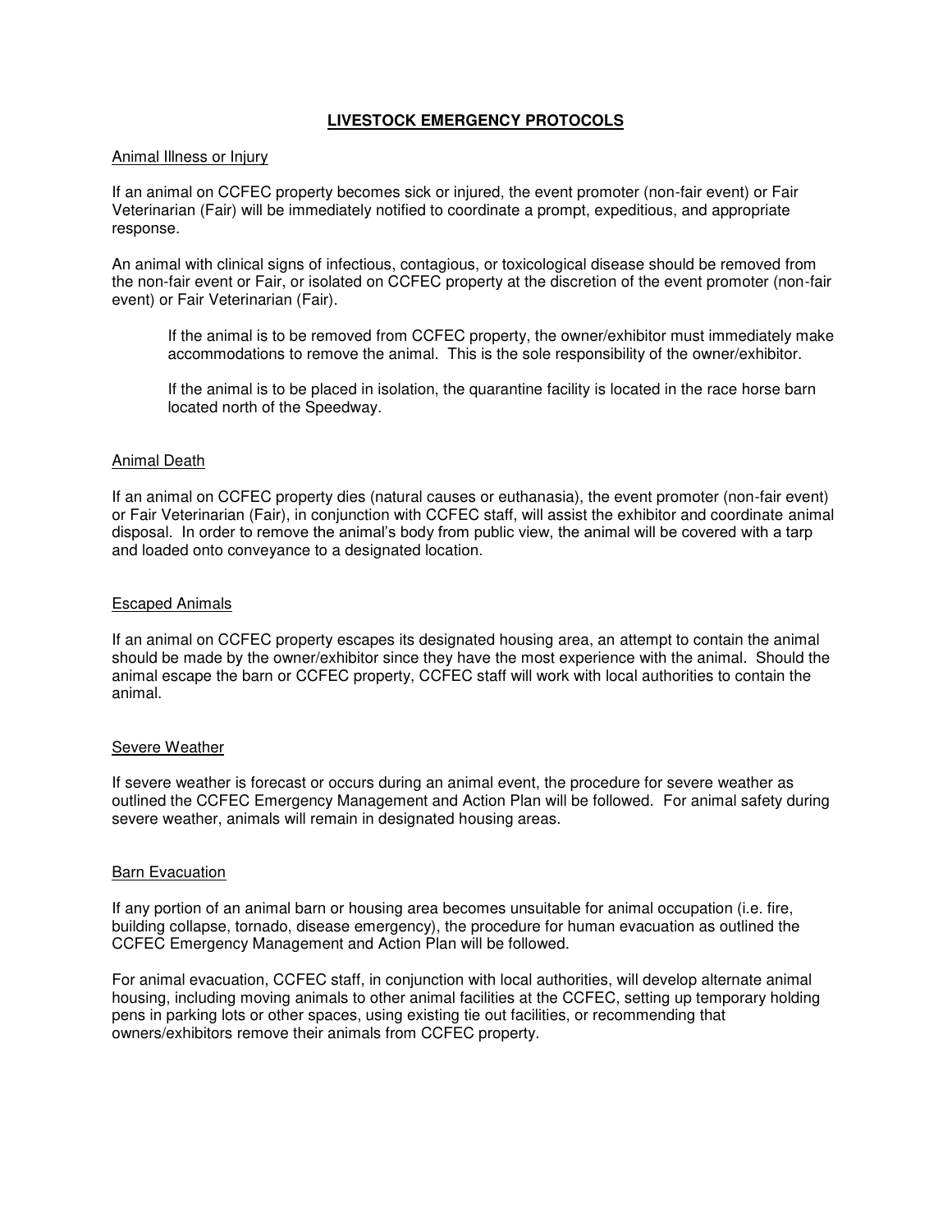# LIVESTOCK EMERGENCY PROTOCOLS

## Animal Illness or Injury

If an animal on CCFEC property becomes sick or injured, the event promoter (non-fair event) or Fair Veterinarian (Fair) will be immediately notified to coordinate a prompt, expeditious, and appropriate response.

An animal with clinical signs of infectious, contagious, or toxicological disease should be removed from the non-fair event or Fair, or isolated on CCFEC property at the discretion of the event promoter (non-fair event) or Fair Veterinarian (Fair).

> If the animal is to be removed from CCFEC property, the owner/exhibitor must immediately make accommodations to remove the animal. This is the sole responsibility of the owner/exhibitor.
>
> If the animal is to be placed in isolation, the quarantine facility is located in the race horse barn located north of the Speedway.

## Animal Death

If an animal on CCFEC property dies (natural causes or euthanasia), the event promoter (non-fair event) or Fair Veterinarian (Fair), in conjunction with CCFEC staff, will assist the exhibitor and coordinate animal disposal. In order to remove the animal's body from public view, the animal will be covered with a tarp and loaded onto conveyance to a designated location.

## Escaped Animals

If an animal on CCFEC property escapes its designated housing area, an attempt to contain the animal should be made by the owner/exhibitor since they have the most experience with the animal. Should the animal escape the barn or CCFEC property, CCFEC staff will work with local authorities to contain the animal.

## Severe Weather

If severe weather is forecast or occurs during an animal event, the procedure for severe weather as outlined the CCFEC Emergency Management and Action Plan will be followed. For animal safety during severe weather, animals will remain in designated housing areas.

## Barn Evacuation

If any portion of an animal barn or housing area becomes unsuitable for animal occupation (i.e. fire, building collapse, tornado, disease emergency), the procedure for human evacuation as outlined the CCFEC Emergency Management and Action Plan will be followed.

For animal evacuation, CCFEC staff, in conjunction with local authorities, will develop alternate animal housing, including moving animals to other animal facilities at the CCFEC, setting up temporary holding pens in parking lots or other spaces, using existing tie out facilities, or recommending that owners/exhibitors remove their animals from CCFEC property.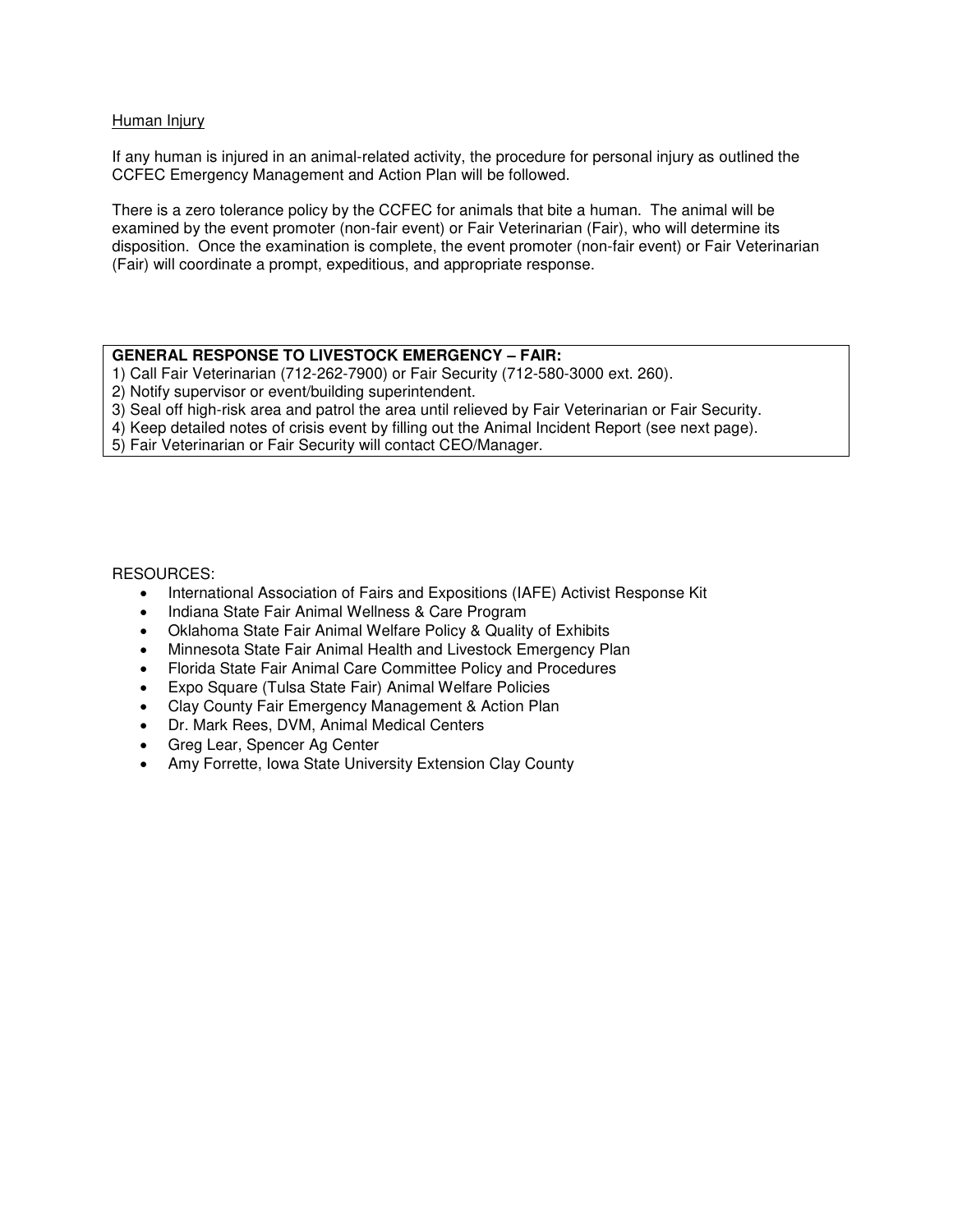Human Injury

If any human is injured in an animal-related activity, the procedure for personal injury as outlined the CCFEC Emergency Management and Action Plan will be followed.

There is a zero tolerance policy by the CCFEC for animals that bite a human. The animal will be examined by the event promoter (non-fair event) or Fair Veterinarian (Fair), who will determine its disposition. Once the examination is complete, the event promoter (non-fair event) or Fair Veterinarian (Fair) will coordinate a prompt, expeditious, and appropriate response.

**GENERAL RESPONSE TO LIVESTOCK EMERGENCY – FAIR:**
1) Call Fair Veterinarian (712-262-7900) or Fair Security (712-580-3000 ext. 260).
2) Notify supervisor or event/building superintendent.
3) Seal off high-risk area and patrol the area until relieved by Fair Veterinarian or Fair Security.
4) Keep detailed notes of crisis event by filling out the Animal Incident Report (see next page).
5) Fair Veterinarian or Fair Security will contact CEO/Manager.

RESOURCES:

- International Association of Fairs and Expositions (IAFE) Activist Response Kit
- Indiana State Fair Animal Wellness & Care Program
- Oklahoma State Fair Animal Welfare Policy & Quality of Exhibits
- Minnesota State Fair Animal Health and Livestock Emergency Plan
- Florida State Fair Animal Care Committee Policy and Procedures
- Expo Square (Tulsa State Fair) Animal Welfare Policies
- Clay County Fair Emergency Management & Action Plan
- Dr. Mark Rees, DVM, Animal Medical Centers
- Greg Lear, Spencer Ag Center
- Amy Forrette, Iowa State University Extension Clay County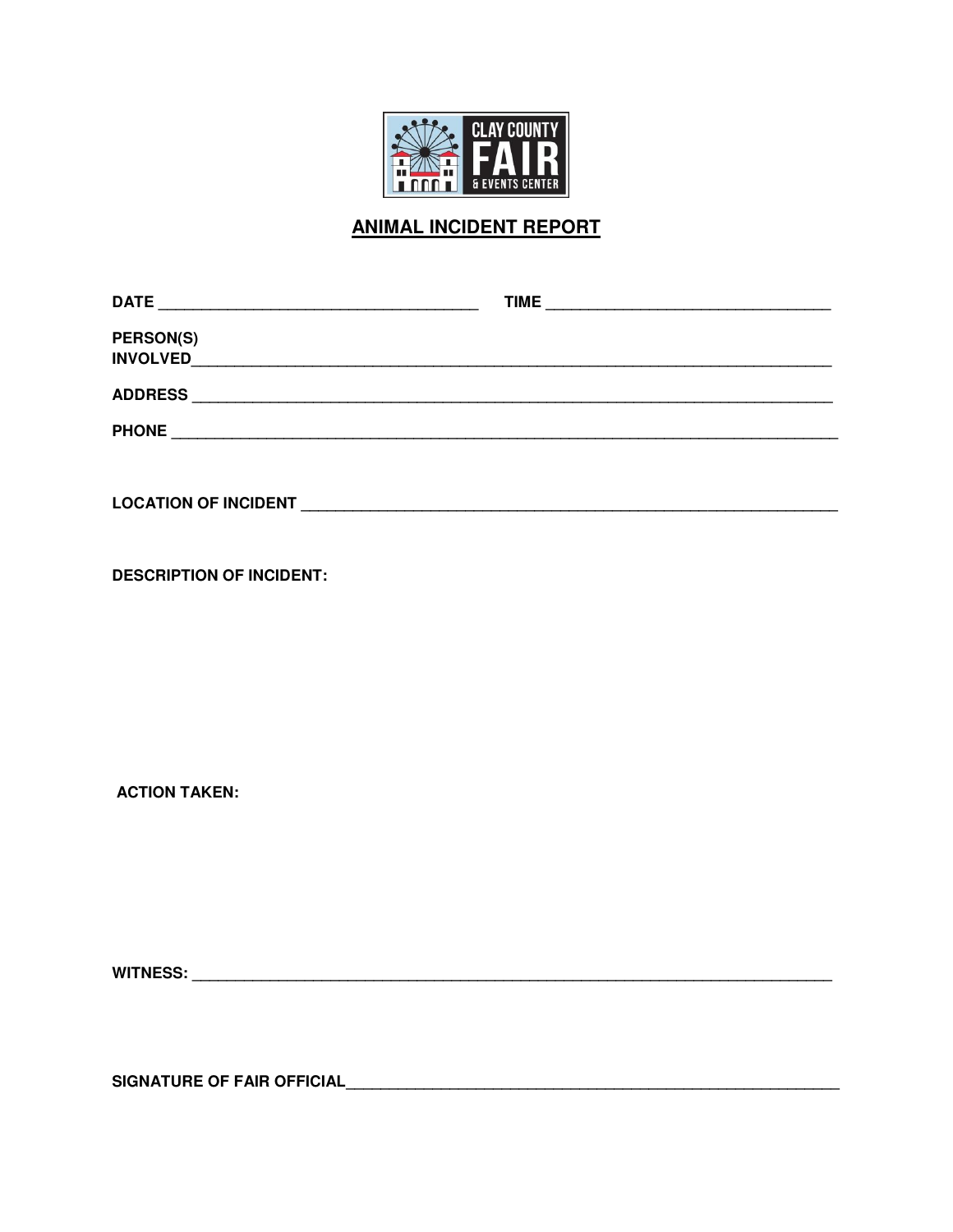CLAY COUNTY FAIR & EVENTS CENTER

## ANIMAL INCIDENT REPORT

**DATE** ______________________________________ **TIME** _________________________________

**PERSON(S) INVOLVED**_____________________________________________________________________________

**ADDRESS** ___________________________________________________________________________

**PHONE** _____________________________________________________________________________

**LOCATION OF INCIDENT** _________________________________________________________________

**DESCRIPTION OF INCIDENT:**

**ACTION TAKEN:**

**WITNESS:** __________________________________________________________________________

**SIGNATURE OF FAIR OFFICIAL**___________________________________________________________